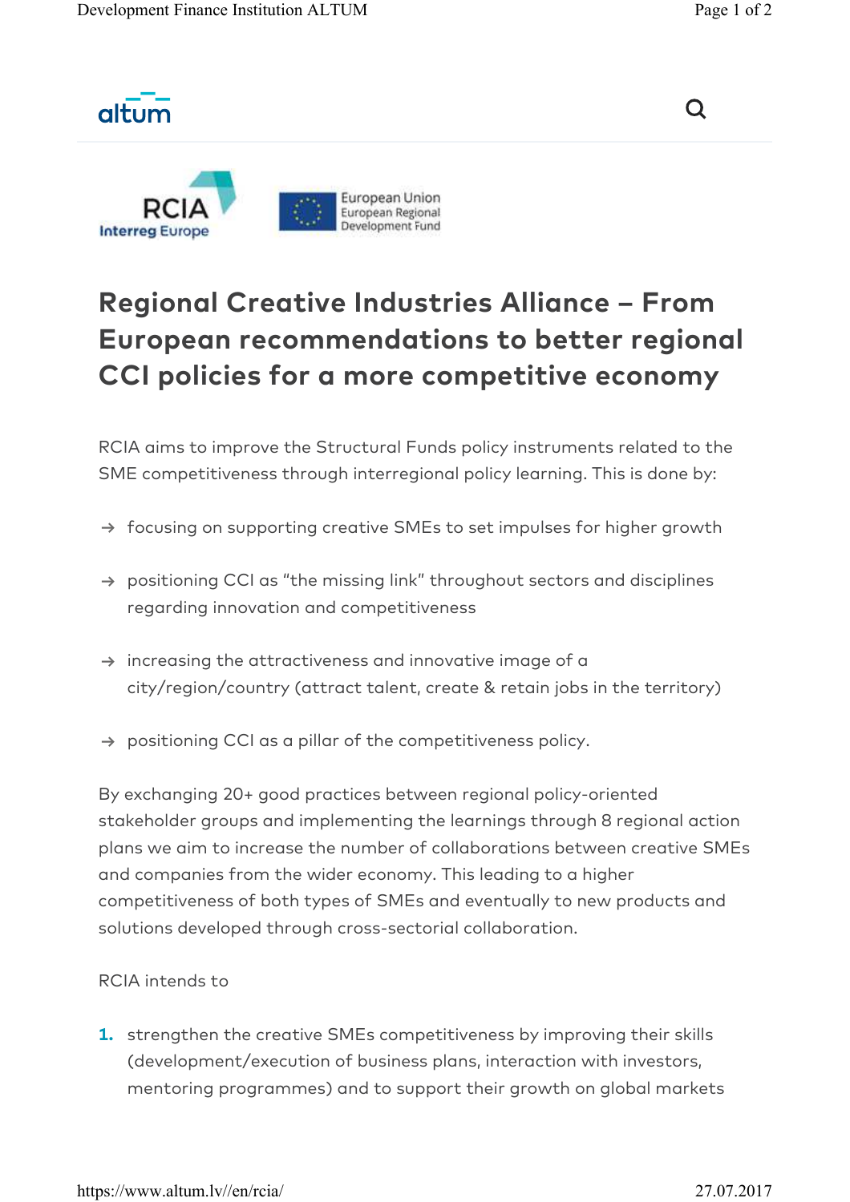# Regional Creative Industries Alliance – From European recommendations to better regional CCI policies for a more competitive economy

RCIA aims to improve the Structural Funds policy instruments related to the SME competitiveness through interregional policy learning. This is done by:

- focusing on supporting creative SMEs to set impulses for higher growth
- positioning CCI as "the missing link" throughout sectors and disciplines regarding innovation and competitiveness
- increasing the attractiveness and innovative image of a city/region/country (attract talent, create & retain jobs in the territory)
- positioning CCI as a pillar of the competitiveness policy.

By exchanging 20+ good practices between regional policy-oriented stakeholder groups and implementing the learnings through 8 regional action plans we aim to increase the number of collaborations between creative SMEs and companies from the wider economy. This leading to a higher competitiveness of both types of SMEs and eventually to new products and solutions developed through cross-sectorial collaboration.

RCIA intends to

1. strengthen the creative SMEs competitiveness by improving their skills (development/execution of business plans, interaction with investors, mentoring programmes) and to support their growth on global markets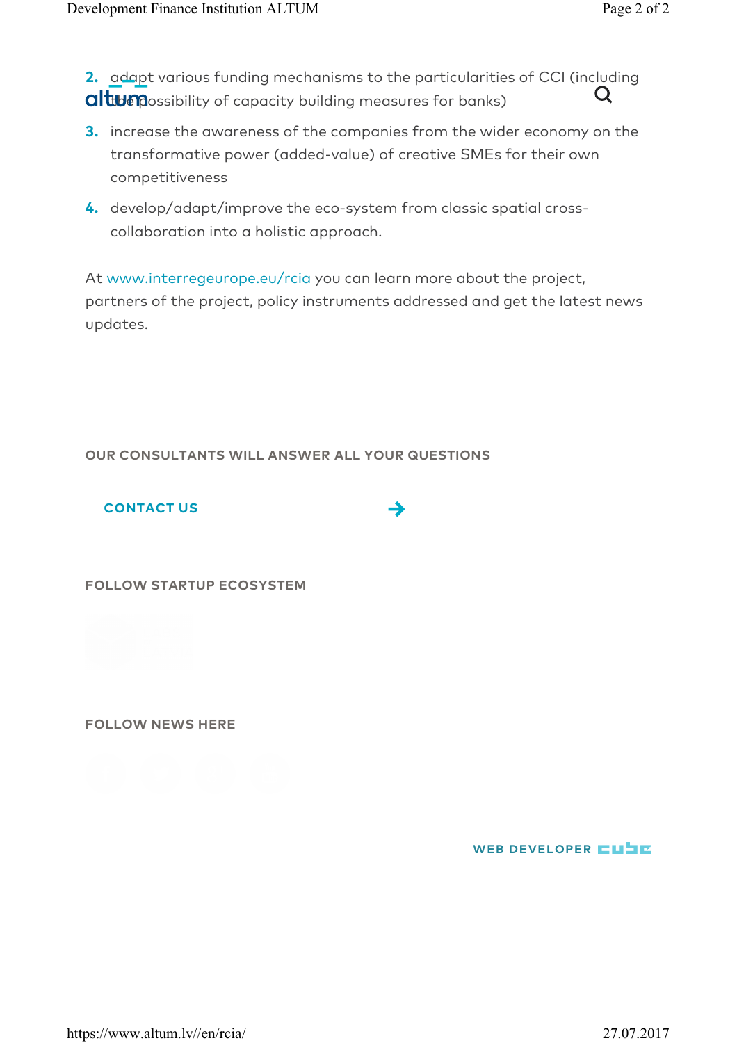2. adapt various funding mechanisms to the particularities of CCI (including the possibility of capacity building measures for banks)
3. increase the awareness of the companies from the wider economy on the transformative power (added-value) of creative SMEs for their own competitiveness
4. develop/adapt/improve the eco-system from classic spatial cross-collaboration into a holistic approach.

At www.interregeurope.eu/rcia you can learn more about the project, partners of the project, policy instruments addressed and get the latest news updates.

OUR CONSULTANTS WILL ANSWER ALL YOUR QUESTIONS

CONTACT US

FOLLOW STARTUP ECOSYSTEM

FOLLOW NEWS HERE

WEB DEVELOPER CUBE